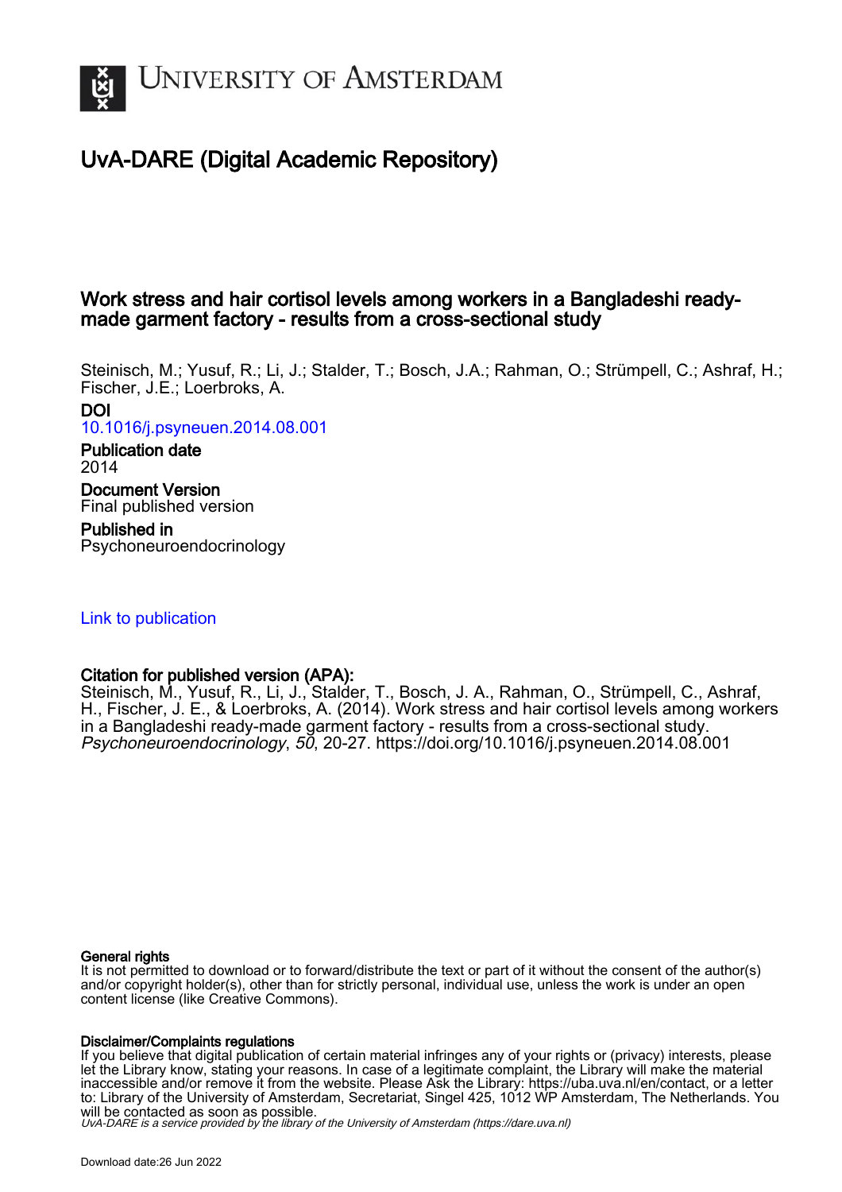# University of Amsterdam

## UvA-DARE (Digital Academic Repository)

### Work stress and hair cortisol levels among workers in a Bangladeshi ready-made garment factory - results from a cross-sectional study

Steinisch, M.; Yusuf, R.; Li, J.; Stalder, T.; Bosch, J.A.; Rahman, O.; Strümpell, C.; Ashraf, H.; Fischer, J.E.; Loerbroks, A.

**DOI**
10.1016/j.psyneuen.2014.08.001

**Publication date**
2014

**Document Version**
Final published version

**Published in**
Psychoneuroendocrinology

Link to publication

**Citation for published version (APA):**
Steinisch, M., Yusuf, R., Li, J., Stalder, T., Bosch, J. A., Rahman, O., Strümpell, C., Ashraf, H., Fischer, J. E., & Loerbroks, A. (2014). Work stress and hair cortisol levels among workers in a Bangladeshi ready-made garment factory - results from a cross-sectional study. *Psychoneuroendocrinology*, *50*, 20-27. https://doi.org/10.1016/j.psyneuen.2014.08.001

**General rights**
It is not permitted to download or to forward/distribute the text or part of it without the consent of the author(s) and/or copyright holder(s), other than for strictly personal, individual use, unless the work is under an open content license (like Creative Commons).

**Disclaimer/Complaints regulations**
If you believe that digital publication of certain material infringes any of your rights or (privacy) interests, please let the Library know, stating your reasons. In case of a legitimate complaint, the Library will make the material inaccessible and/or remove it from the website. Please Ask the Library: https://uba.uva.nl/en/contact, or a letter to: Library of the University of Amsterdam, Secretariat, Singel 425, 1012 WP Amsterdam, The Netherlands. You will be contacted as soon as possible.

*UvA-DARE is a service provided by the library of the University of Amsterdam (https://dare.uva.nl)*

Download date:26 Jun 2022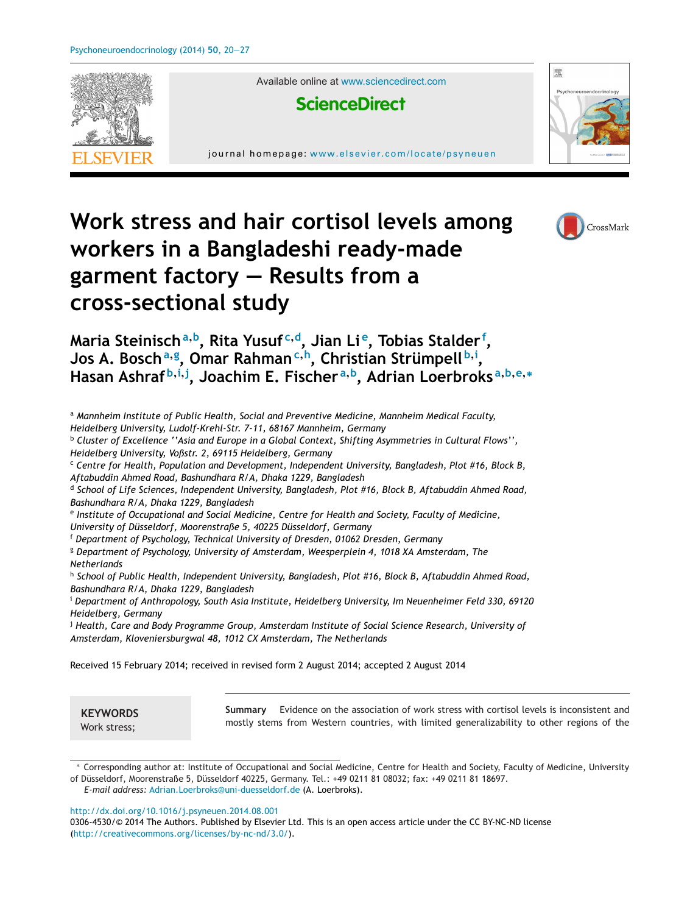# Work stress and hair cortisol levels among workers in a Bangladeshi ready-made garment factory — Results from a cross-sectional study

**Maria Steinisch**[a,b], **Rita Yusuf**[c,d], **Jian Li**[e], **Tobias Stalder**[f], **Jos A. Bosch**[a,g], **Omar Rahman**[c,h], **Christian Strümpell**[b,i], **Hasan Ashraf**[b,i,j], **Joachim E. Fischer**[a,b], **Adrian Loerbroks**[a,b,e,*]

[a] *Mannheim Institute of Public Health, Social and Preventive Medicine, Mannheim Medical Faculty, Heidelberg University, Ludolf-Krehl-Str. 7-11, 68167 Mannheim, Germany*

[b] *Cluster of Excellence ''Asia and Europe in a Global Context, Shifting Asymmetries in Cultural Flows'', Heidelberg University, Voßstr. 2, 69115 Heidelberg, Germany*

[c] *Centre for Health, Population and Development, Independent University, Bangladesh, Plot #16, Block B, Aftabuddin Ahmed Road, Bashundhara R/A, Dhaka 1229, Bangladesh*

[d] *School of Life Sciences, Independent University, Bangladesh, Plot #16, Block B, Aftabuddin Ahmed Road, Bashundhara R/A, Dhaka 1229, Bangladesh*

[e] *Institute of Occupational and Social Medicine, Centre for Health and Society, Faculty of Medicine, University of Düsseldorf, Moorenstraße 5, 40225 Düsseldorf, Germany*

[f] *Department of Psychology, Technical University of Dresden, 01062 Dresden, Germany*

[g] *Department of Psychology, University of Amsterdam, Weesperplein 4, 1018 XA Amsterdam, The Netherlands*

[h] *School of Public Health, Independent University, Bangladesh, Plot #16, Block B, Aftabuddin Ahmed Road, Bashundhara R/A, Dhaka 1229, Bangladesh*

[i] *Department of Anthropology, South Asia Institute, Heidelberg University, Im Neuenheimer Feld 330, 69120 Heidelberg, Germany*

[j] *Health, Care and Body Programme Group, Amsterdam Institute of Social Science Research, University of Amsterdam, Kloveniersburgwal 48, 1012 CX Amsterdam, The Netherlands*

Received 15 February 2014; received in revised form 2 August 2014; accepted 2 August 2014

**KEYWORDS**
Work stress;

**Summary** Evidence on the association of work stress with cortisol levels is inconsistent and mostly stems from Western countries, with limited generalizability to other regions of the

* Corresponding author at: Institute of Occupational and Social Medicine, Centre for Health and Society, Faculty of Medicine, University of Düsseldorf, Moorenstraße 5, Düsseldorf 40225, Germany. Tel.: +49 0211 81 08032; fax: +49 0211 81 18697.
*E-mail address:* Adrian.Loerbroks@uni-duesseldorf.de (A. Loerbroks).

http://dx.doi.org/10.1016/j.psyneuen.2014.08.001
0306-4530/© 2014 The Authors. Published by Elsevier Ltd. This is an open access article under the CC BY-NC-ND license (http://creativecommons.org/licenses/by-nc-nd/3.0/).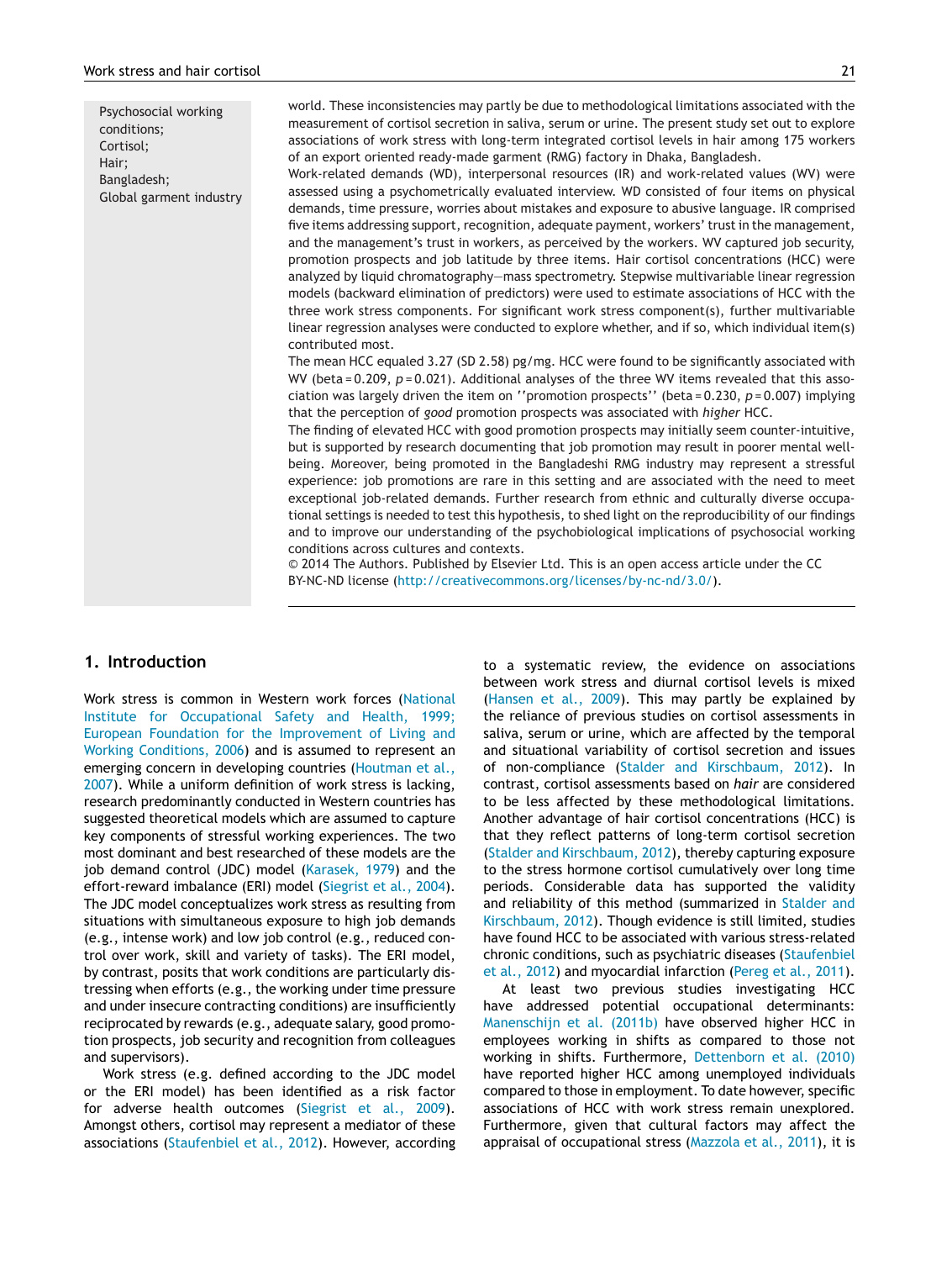Psychosocial working conditions;
Cortisol;
Hair;
Bangladesh;
Global garment industry

world. These inconsistencies may partly be due to methodological limitations associated with the measurement of cortisol secretion in saliva, serum or urine. The present study set out to explore associations of work stress with long-term integrated cortisol levels in hair among 175 workers of an export oriented ready-made garment (RMG) factory in Dhaka, Bangladesh.

Work-related demands (WD), interpersonal resources (IR) and work-related values (WV) were assessed using a psychometrically evaluated interview. WD consisted of four items on physical demands, time pressure, worries about mistakes and exposure to abusive language. IR comprised five items addressing support, recognition, adequate payment, workers' trust in the management, and the management's trust in workers, as perceived by the workers. WV captured job security, promotion prospects and job latitude by three items. Hair cortisol concentrations (HCC) were analyzed by liquid chromatography—mass spectrometry. Stepwise multivariable linear regression models (backward elimination of predictors) were used to estimate associations of HCC with the three work stress components. For significant work stress component(s), further multivariable linear regression analyses were conducted to explore whether, and if so, which individual item(s) contributed most.

The mean HCC equaled 3.27 (SD 2.58) pg/mg. HCC were found to be significantly associated with WV (beta = 0.209, $p$ = 0.021). Additional analyses of the three WV items revealed that this association was largely driven the item on ''promotion prospects'' (beta = 0.230, $p$ = 0.007) implying that the perception of *good* promotion prospects was associated with *higher* HCC.

The finding of elevated HCC with good promotion prospects may initially seem counter-intuitive, but is supported by research documenting that job promotion may result in poorer mental well-being. Moreover, being promoted in the Bangladeshi RMG industry may represent a stressful experience: job promotions are rare in this setting and are associated with the need to meet exceptional job-related demands. Further research from ethnic and culturally diverse occupational settings is needed to test this hypothesis, to shed light on the reproducibility of our findings and to improve our understanding of the psychobiological implications of psychosocial working conditions across cultures and contexts.

© 2014 The Authors. Published by Elsevier Ltd. This is an open access article under the CC BY-NC-ND license (http://creativecommons.org/licenses/by-nc-nd/3.0/).

## 1. Introduction

Work stress is common in Western work forces (National Institute for Occupational Safety and Health, 1999; European Foundation for the Improvement of Living and Working Conditions, 2006) and is assumed to represent an emerging concern in developing countries (Houtman et al., 2007). While a uniform definition of work stress is lacking, research predominantly conducted in Western countries has suggested theoretical models which are assumed to capture key components of stressful working experiences. The two most dominant and best researched of these models are the job demand control (JDC) model (Karasek, 1979) and the effort-reward imbalance (ERI) model (Siegrist et al., 2004). The JDC model conceptualizes work stress as resulting from situations with simultaneous exposure to high job demands (e.g., intense work) and low job control (e.g., reduced control over work, skill and variety of tasks). The ERI model, by contrast, posits that work conditions are particularly distressing when efforts (e.g., the working under time pressure and under insecure contracting conditions) are insufficiently reciprocated by rewards (e.g., adequate salary, good promotion prospects, job security and recognition from colleagues and supervisors).

Work stress (e.g. defined according to the JDC model or the ERI model) has been identified as a risk factor for adverse health outcomes (Siegrist et al., 2009). Amongst others, cortisol may represent a mediator of these associations (Staufenbiel et al., 2012). However, according to a systematic review, the evidence on associations between work stress and diurnal cortisol levels is mixed (Hansen et al., 2009). This may partly be explained by the reliance of previous studies on cortisol assessments in saliva, serum or urine, which are affected by the temporal and situational variability of cortisol secretion and issues of non-compliance (Stalder and Kirschbaum, 2012). In contrast, cortisol assessments based on *hair* are considered to be less affected by these methodological limitations. Another advantage of hair cortisol concentrations (HCC) is that they reflect patterns of long-term cortisol secretion (Stalder and Kirschbaum, 2012), thereby capturing exposure to the stress hormone cortisol cumulatively over long time periods. Considerable data has supported the validity and reliability of this method (summarized in Stalder and Kirschbaum, 2012). Though evidence is still limited, studies have found HCC to be associated with various stress-related chronic conditions, such as psychiatric diseases (Staufenbiel et al., 2012) and myocardial infarction (Pereg et al., 2011).

At least two previous studies investigating HCC have addressed potential occupational determinants: Manenschijn et al. (2011b) have observed higher HCC in employees working in shifts as compared to those not working in shifts. Furthermore, Dettenborn et al. (2010) have reported higher HCC among unemployed individuals compared to those in employment. To date however, specific associations of HCC with work stress remain unexplored. Furthermore, given that cultural factors may affect the appraisal of occupational stress (Mazzola et al., 2011), it is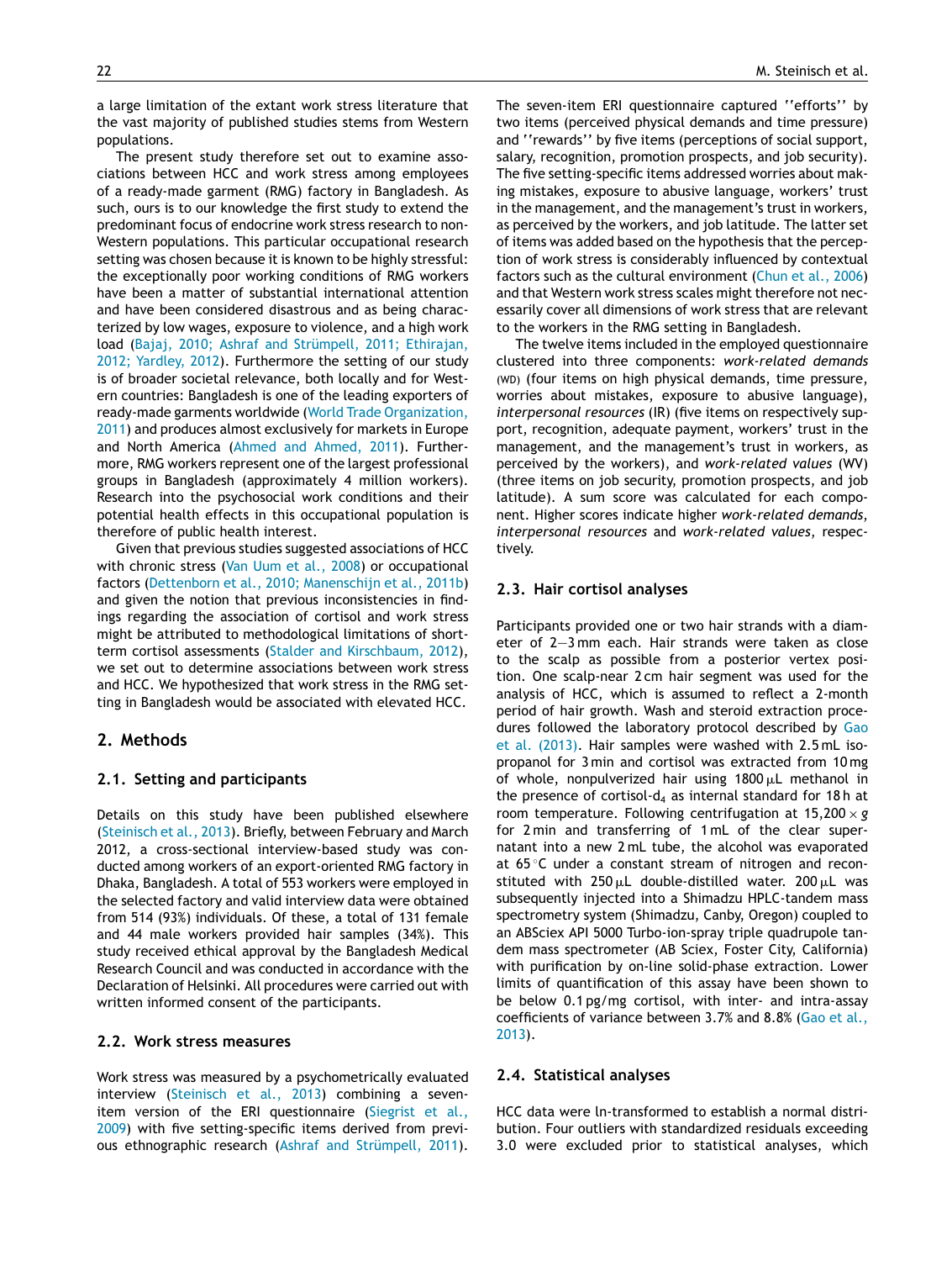a large limitation of the extant work stress literature that the vast majority of published studies stems from Western populations.

The present study therefore set out to examine associations between HCC and work stress among employees of a ready-made garment (RMG) factory in Bangladesh. As such, ours is to our knowledge the first study to extend the predominant focus of endocrine work stress research to non-Western populations. This particular occupational research setting was chosen because it is known to be highly stressful: the exceptionally poor working conditions of RMG workers have been a matter of substantial international attention and have been considered disastrous and as being characterized by low wages, exposure to violence, and a high work load (Bajaj, 2010; Ashraf and Strümpell, 2011; Ethirajan, 2012; Yardley, 2012). Furthermore the setting of our study is of broader societal relevance, both locally and for Western countries: Bangladesh is one of the leading exporters of ready-made garments worldwide (World Trade Organization, 2011) and produces almost exclusively for markets in Europe and North America (Ahmed and Ahmed, 2011). Furthermore, RMG workers represent one of the largest professional groups in Bangladesh (approximately 4 million workers). Research into the psychosocial work conditions and their potential health effects in this occupational population is therefore of public health interest.

Given that previous studies suggested associations of HCC with chronic stress (Van Uum et al., 2008) or occupational factors (Dettenborn et al., 2010; Manenschijn et al., 2011b) and given the notion that previous inconsistencies in findings regarding the association of cortisol and work stress might be attributed to methodological limitations of short-term cortisol assessments (Stalder and Kirschbaum, 2012), we set out to determine associations between work stress and HCC. We hypothesized that work stress in the RMG setting in Bangladesh would be associated with elevated HCC.

## 2. Methods

### 2.1. Setting and participants

Details on this study have been published elsewhere (Steinisch et al., 2013). Briefly, between February and March 2012, a cross-sectional interview-based study was conducted among workers of an export-oriented RMG factory in Dhaka, Bangladesh. A total of 553 workers were employed in the selected factory and valid interview data were obtained from 514 (93%) individuals. Of these, a total of 131 female and 44 male workers provided hair samples (34%). This study received ethical approval by the Bangladesh Medical Research Council and was conducted in accordance with the Declaration of Helsinki. All procedures were carried out with written informed consent of the participants.

### 2.2. Work stress measures

Work stress was measured by a psychometrically evaluated interview (Steinisch et al., 2013) combining a seven-item version of the ERI questionnaire (Siegrist et al., 2009) with five setting-specific items derived from previous ethnographic research (Ashraf and Strümpell, 2011). The seven-item ERI questionnaire captured ''efforts'' by two items (perceived physical demands and time pressure) and ''rewards'' by five items (perceptions of social support, salary, recognition, promotion prospects, and job security). The five setting-specific items addressed worries about making mistakes, exposure to abusive language, workers' trust in the management, and the management's trust in workers, as perceived by the workers, and job latitude. The latter set of items was added based on the hypothesis that the perception of work stress is considerably influenced by contextual factors such as the cultural environment (Chun et al., 2006) and that Western work stress scales might therefore not necessarily cover all dimensions of work stress that are relevant to the workers in the RMG setting in Bangladesh.

The twelve items included in the employed questionnaire clustered into three components: *work-related demands* (WD) (four items on high physical demands, time pressure, worries about mistakes, exposure to abusive language), *interpersonal resources* (IR) (five items on respectively support, recognition, adequate payment, workers' trust in the management, and the management's trust in workers, as perceived by the workers), and *work-related values* (WV) (three items on job security, promotion prospects, and job latitude). A sum score was calculated for each component. Higher scores indicate higher *work-related demands*, *interpersonal resources* and *work-related values*, respectively.

### 2.3. Hair cortisol analyses

Participants provided one or two hair strands with a diameter of 2—3 mm each. Hair strands were taken as close to the scalp as possible from a posterior vertex position. One scalp-near 2 cm hair segment was used for the analysis of HCC, which is assumed to reflect a 2-month period of hair growth. Wash and steroid extraction procedures followed the laboratory protocol described by Gao et al. (2013). Hair samples were washed with 2.5 mL isopropanol for 3 min and cortisol was extracted from 10 mg of whole, nonpulverized hair using 1800 μL methanol in the presence of cortisol-$d_4$ as internal standard for 18 h at room temperature. Following centrifugation at 15,200 × *g* for 2 min and transferring of 1 mL of the clear supernatant into a new 2 mL tube, the alcohol was evaporated at 65 °C under a constant stream of nitrogen and reconstituted with 250 μL double-distilled water. 200 μL was subsequently injected into a Shimadzu HPLC-tandem mass spectrometry system (Shimadzu, Canby, Oregon) coupled to an ABSciex API 5000 Turbo-ion-spray triple quadrupole tandem mass spectrometer (AB Sciex, Foster City, California) with purification by on-line solid-phase extraction. Lower limits of quantification of this assay have been shown to be below 0.1 pg/mg cortisol, with inter- and intra-assay coefficients of variance between 3.7% and 8.8% (Gao et al., 2013).

### 2.4. Statistical analyses

HCC data were ln-transformed to establish a normal distribution. Four outliers with standardized residuals exceeding 3.0 were excluded prior to statistical analyses, which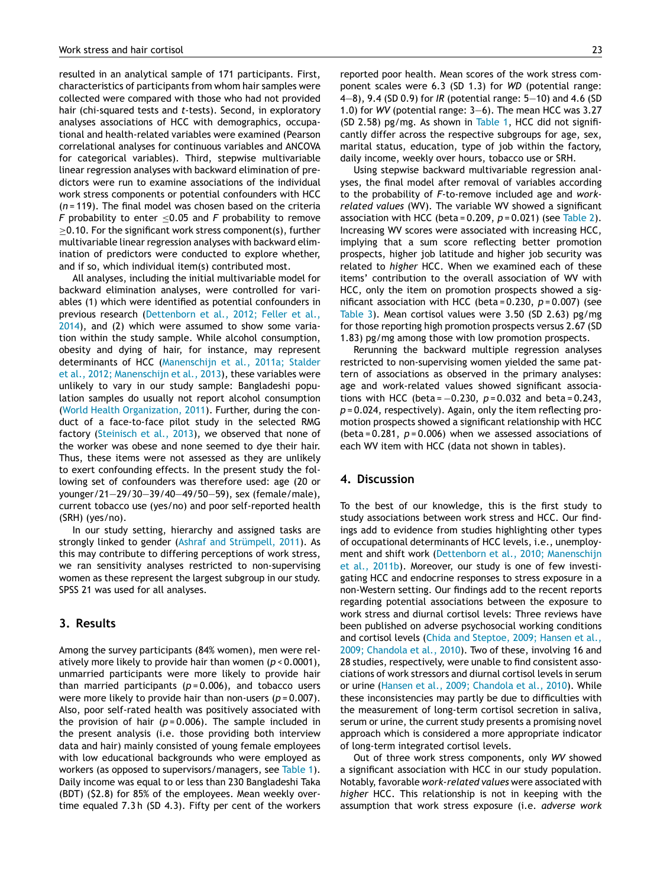resulted in an analytical sample of 171 participants. First, characteristics of participants from whom hair samples were collected were compared with those who had not provided hair (chi-squared tests and *t*-tests). Second, in exploratory analyses associations of HCC with demographics, occupational and health-related variables were examined (Pearson correlational analyses for continuous variables and ANCOVA for categorical variables). Third, stepwise multivariable linear regression analyses with backward elimination of predictors were run to examine associations of the individual work stress components or potential confounders with HCC ($n = 119$). The final model was chosen based on the criteria *F* probability to enter $\leq 0.05$ and *F* probability to remove $\geq 0.10$. For the significant work stress component(s), further multivariable linear regression analyses with backward elimination of predictors were conducted to explore whether, and if so, which individual item(s) contributed most.

All analyses, including the initial multivariable model for backward elimination analyses, were controlled for variables (1) which were identified as potential confounders in previous research (Dettenborn et al., 2012; Feller et al., 2014), and (2) which were assumed to show some variation within the study sample. While alcohol consumption, obesity and dying of hair, for instance, may represent determinants of HCC (Manenschijn et al., 2011a; Stalder et al., 2012; Manenschijn et al., 2013), these variables were unlikely to vary in our study sample: Bangladeshi population samples do usually not report alcohol consumption (World Health Organization, 2011). Further, during the conduct of a face-to-face pilot study in the selected RMG factory (Steinisch et al., 2013), we observed that none of the worker was obese and none seemed to dye their hair. Thus, these items were not assessed as they are unlikely to exert confounding effects. In the present study the following set of confounders was therefore used: age (20 or younger/21—29/30—39/40—49/50—59), sex (female/male), current tobacco use (yes/no) and poor self-reported health (SRH) (yes/no).

In our study setting, hierarchy and assigned tasks are strongly linked to gender (Ashraf and Strümpell, 2011). As this may contribute to differing perceptions of work stress, we ran sensitivity analyses restricted to non-supervising women as these represent the largest subgroup in our study. SPSS 21 was used for all analyses.

## 3. Results

Among the survey participants (84% women), men were relatively more likely to provide hair than women ($p < 0.0001$), unmarried participants were more likely to provide hair than married participants ($p = 0.006$), and tobacco users were more likely to provide hair than non-users ($p = 0.007$). Also, poor self-rated health was positively associated with the provision of hair ($p = 0.006$). The sample included in the present analysis (i.e. those providing both interview data and hair) mainly consisted of young female employees with low educational backgrounds who were employed as workers (as opposed to supervisors/managers, see Table 1). Daily income was equal to or less than 230 Bangladeshi Taka (BDT) ($2.8) for 85% of the employees. Mean weekly overtime equaled 7.3 h (SD 4.3). Fifty per cent of the workers reported poor health. Mean scores of the work stress component scales were 6.3 (SD 1.3) for *WD* (potential range: 4—8), 9.4 (SD 0.9) for *IR* (potential range: 5—10) and 4.6 (SD 1.0) for *WV* (potential range: 3—6). The mean HCC was 3.27 (SD 2.58) pg/mg. As shown in Table 1, HCC did not significantly differ across the respective subgroups for age, sex, marital status, education, type of job within the factory, daily income, weekly over hours, tobacco use or SRH.

Using stepwise backward multivariable regression analyses, the final model after removal of variables according to the probability of *F*-to-remove included age and *work-related values* (WV). The variable WV showed a significant association with HCC (beta = 0.209, $p = 0.021$) (see Table 2). Increasing WV scores were associated with increasing HCC, implying that a sum score reflecting better promotion prospects, higher job latitude and higher job security was related to *higher* HCC. When we examined each of these items' contribution to the overall association of WV with HCC, only the item on promotion prospects showed a significant association with HCC (beta = 0.230, $p = 0.007$) (see Table 3). Mean cortisol values were 3.50 (SD 2.63) pg/mg for those reporting high promotion prospects versus 2.67 (SD 1.83) pg/mg among those with low promotion prospects.

Rerunning the backward multiple regression analyses restricted to non-supervising women yielded the same pattern of associations as observed in the primary analyses: age and work-related values showed significant associations with HCC (beta = −0.230, $p = 0.032$ and beta = 0.243, $p = 0.024$, respectively). Again, only the item reflecting promotion prospects showed a significant relationship with HCC (beta = 0.281, $p = 0.006$) when we assessed associations of each WV item with HCC (data not shown in tables).

## 4. Discussion

To the best of our knowledge, this is the first study to study associations between work stress and HCC. Our findings add to evidence from studies highlighting other types of occupational determinants of HCC levels, i.e., unemployment and shift work (Dettenborn et al., 2010; Manenschijn et al., 2011b). Moreover, our study is one of few investigating HCC and endocrine responses to stress exposure in a non-Western setting. Our findings add to the recent reports regarding potential associations between the exposure to work stress and diurnal cortisol levels: Three reviews have been published on adverse psychosocial working conditions and cortisol levels (Chida and Steptoe, 2009; Hansen et al., 2009; Chandola et al., 2010). Two of these, involving 16 and 28 studies, respectively, were unable to find consistent associations of work stressors and diurnal cortisol levels in serum or urine (Hansen et al., 2009; Chandola et al., 2010). While these inconsistencies may partly be due to difficulties with the measurement of long-term cortisol secretion in saliva, serum or urine, the current study presents a promising novel approach which is considered a more appropriate indicator of long-term integrated cortisol levels.

Out of three work stress components, only *WV* showed a significant association with HCC in our study population. Notably, favorable *work-related values* were associated with *higher* HCC. This relationship is not in keeping with the assumption that work stress exposure (i.e. *adverse work*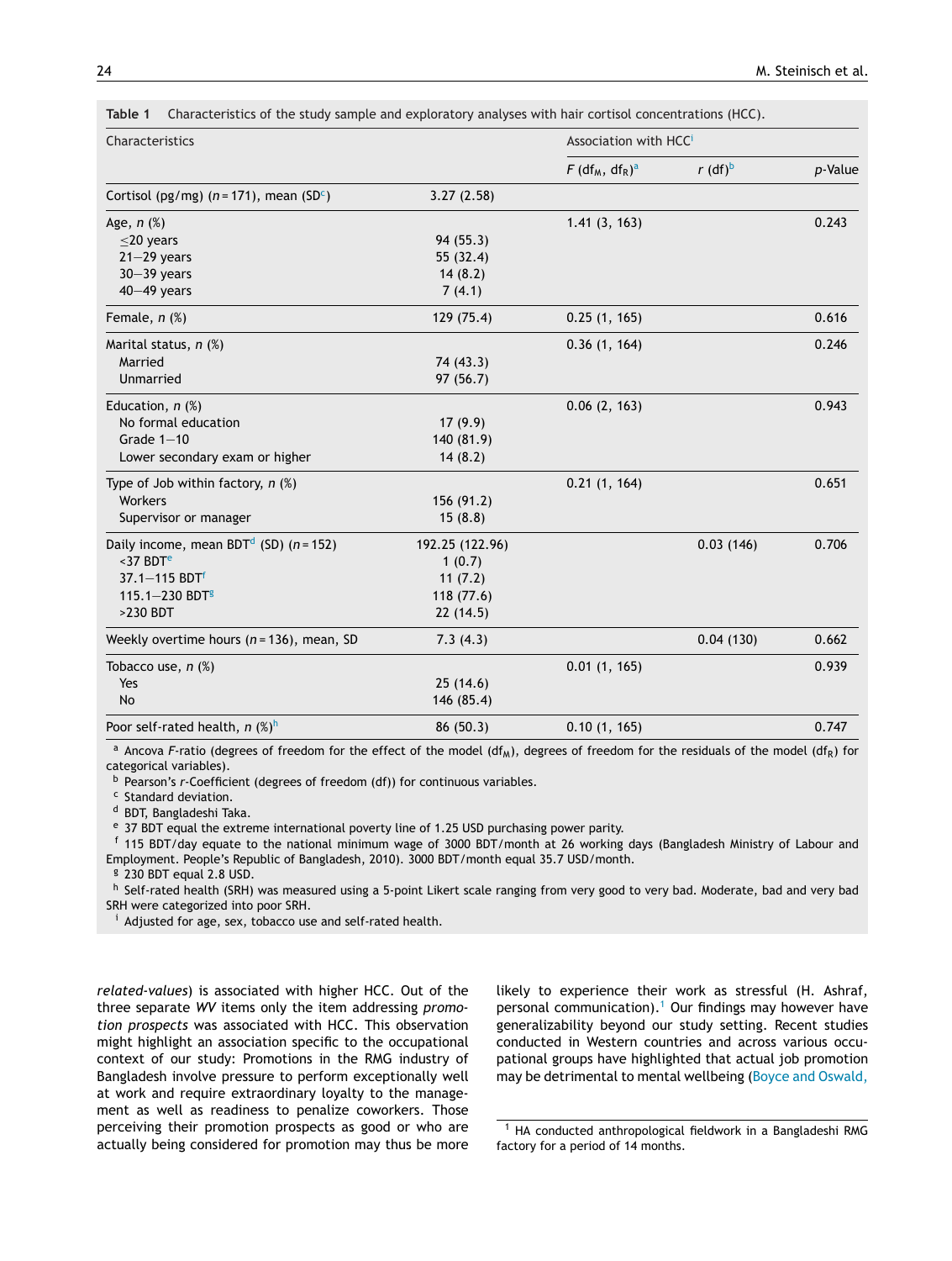**Table 1** Characteristics of the study sample and exploratory analyses with hair cortisol concentrations (HCC).

| Characteristics | | Association with HCC[i] | | |
|---|---|---|---|---|
| | | $F$ (df$_M$, df$_R$)[a] | $r$ (df)[b] | $p$-Value |
| Cortisol (pg/mg) ($n$ = 171), mean (SD[c]) | 3.27 (2.58) | | | |
| Age, $n$ (%) | | 1.41 (3, 163) | | 0.243 |
| ≤20 years | 94 (55.3) | | | |
| 21–29 years | 55 (32.4) | | | |
| 30–39 years | 14 (8.2) | | | |
| 40–49 years | 7 (4.1) | | | |
| Female, $n$ (%) | 129 (75.4) | 0.25 (1, 165) | | 0.616 |
| Marital status, $n$ (%) | | 0.36 (1, 164) | | 0.246 |
| Married | 74 (43.3) | | | |
| Unmarried | 97 (56.7) | | | |
| Education, $n$ (%) | | 0.06 (2, 163) | | 0.943 |
| No formal education | 17 (9.9) | | | |
| Grade 1–10 | 140 (81.9) | | | |
| Lower secondary exam or higher | 14 (8.2) | | | |
| Type of Job within factory, $n$ (%) | | 0.21 (1, 164) | | 0.651 |
| Workers | 156 (91.2) | | | |
| Supervisor or manager | 15 (8.8) | | | |
| Daily income, mean BDT[d] (SD) ($n$ = 152) | 192.25 (122.96) | | 0.03 (146) | 0.706 |
| <37 BDT[e] | 1 (0.7) | | | |
| 37.1–115 BDT[f] | 11 (7.2) | | | |
| 115.1–230 BDT[g] | 118 (77.6) | | | |
| >230 BDT | 22 (14.5) | | | |
| Weekly overtime hours ($n$ = 136), mean, SD | 7.3 (4.3) | | 0.04 (130) | 0.662 |
| Tobacco use, $n$ (%) | | 0.01 (1, 165) | | 0.939 |
| Yes | 25 (14.6) | | | |
| No | 146 (85.4) | | | |
| Poor self-rated health, $n$ (%)[h] | 86 (50.3) | 0.10 (1, 165) | | 0.747 |

[a] Ancova $F$-ratio (degrees of freedom for the effect of the model (df$_M$), degrees of freedom for the residuals of the model (df$_R$) for categorical variables).
[b] Pearson's $r$-Coefficient (degrees of freedom (df)) for continuous variables.
[c] Standard deviation.
[d] BDT, Bangladeshi Taka.
[e] 37 BDT equal the extreme international poverty line of 1.25 USD purchasing power parity.
[f] 115 BDT/day equate to the national minimum wage of 3000 BDT/month at 26 working days (Bangladesh Ministry of Labour and Employment. People's Republic of Bangladesh, 2010). 3000 BDT/month equal 35.7 USD/month.
[g] 230 BDT equal 2.8 USD.
[h] Self-rated health (SRH) was measured using a 5-point Likert scale ranging from very good to very bad. Moderate, bad and very bad SRH were categorized into poor SRH.
[i] Adjusted for age, sex, tobacco use and self-rated health.

*related-values*) is associated with higher HCC. Out of the three separate *WV* items only the item addressing *promotion prospects* was associated with HCC. This observation might highlight an association specific to the occupational context of our study: Promotions in the RMG industry of Bangladesh involve pressure to perform exceptionally well at work and require extraordinary loyalty to the management as well as readiness to penalize coworkers. Those perceiving their promotion prospects as good or who are actually being considered for promotion may thus be more likely to experience their work as stressful (H. Ashraf, personal communication).[1] Our findings may however have generalizability beyond our study setting. Recent studies conducted in Western countries and across various occupational groups have highlighted that actual job promotion may be detrimental to mental wellbeing (Boyce and Oswald,

[1] HA conducted anthropological fieldwork in a Bangladeshi RMG factory for a period of 14 months.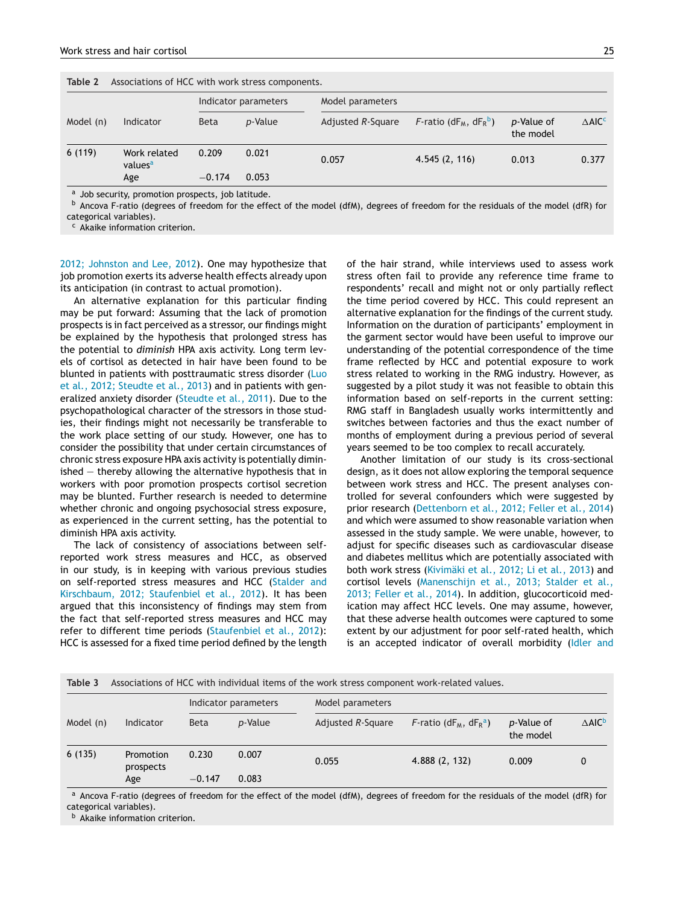Table 2 Associations of HCC with work stress components.

| Model (n) | Indicator | Indicator parameters | | Model parameters | | | |
|---|---|---|---|---|---|---|---|
| | | Beta | p-Value | Adjusted R-Square | F-ratio ($dF_M$, $dF_R$[b]) | p-Value of the model | ΔAIC[c] |
| 6 (119) | Work related values[a] | 0.209 | 0.021 | 0.057 | 4.545 (2, 116) | 0.013 | 0.377 |
| | Age | −0.174 | 0.053 | | | | |

[a] Job security, promotion prospects, job latitude.
[b] Ancova F-ratio (degrees of freedom for the effect of the model (dfM), degrees of freedom for the residuals of the model (dfR) for categorical variables).
[c] Akaike information criterion.

2012; Johnston and Lee, 2012). One may hypothesize that job promotion exerts its adverse health effects already upon its anticipation (in contrast to actual promotion).

An alternative explanation for this particular finding may be put forward: Assuming that the lack of promotion prospects is in fact perceived as a stressor, our findings might be explained by the hypothesis that prolonged stress has the potential to *diminish* HPA axis activity. Long term levels of cortisol as detected in hair have been found to be blunted in patients with posttraumatic stress disorder (Luo et al., 2012; Steudte et al., 2013) and in patients with generalized anxiety disorder (Steudte et al., 2011). Due to the psychopathological character of the stressors in those studies, their findings might not necessarily be transferable to the work place setting of our study. However, one has to consider the possibility that under certain circumstances of chronic stress exposure HPA axis activity is potentially diminished — thereby allowing the alternative hypothesis that in workers with poor promotion prospects cortisol secretion may be blunted. Further research is needed to determine whether chronic and ongoing psychosocial stress exposure, as experienced in the current setting, has the potential to diminish HPA axis activity.

The lack of consistency of associations between self-reported work stress measures and HCC, as observed in our study, is in keeping with various previous studies on self-reported stress measures and HCC (Stalder and Kirschbaum, 2012; Staufenbiel et al., 2012). It has been argued that this inconsistency of findings may stem from the fact that self-reported stress measures and HCC may refer to different time periods (Staufenbiel et al., 2012): HCC is assessed for a fixed time period defined by the length of the hair strand, while interviews used to assess work stress often fail to provide any reference time frame to respondents' recall and might not or only partially reflect the time period covered by HCC. This could represent an alternative explanation for the findings of the current study. Information on the duration of participants' employment in the garment sector would have been useful to improve our understanding of the potential correspondence of the time frame reflected by HCC and potential exposure to work stress related to working in the RMG industry. However, as suggested by a pilot study it was not feasible to obtain this information based on self-reports in the current setting: RMG staff in Bangladesh usually works intermittently and switches between factories and thus the exact number of months of employment during a previous period of several years seemed to be too complex to recall accurately.

Another limitation of our study is its cross-sectional design, as it does not allow exploring the temporal sequence between work stress and HCC. The present analyses controlled for several confounders which were suggested by prior research (Dettenborn et al., 2012; Feller et al., 2014) and which were assumed to show reasonable variation when assessed in the study sample. We were unable, however, to adjust for specific diseases such as cardiovascular disease and diabetes mellitus which are potentially associated with both work stress (Kivimäki et al., 2012; Li et al., 2013) and cortisol levels (Manenschijn et al., 2013; Stalder et al., 2013; Feller et al., 2014). In addition, glucocorticoid medication may affect HCC levels. One may assume, however, that these adverse health outcomes were captured to some extent by our adjustment for poor self-rated health, which is an accepted indicator of overall morbidity (Idler and

Table 3 Associations of HCC with individual items of the work stress component work-related values.

| Model (n) | Indicator | Indicator parameters | | Model parameters | | | |
|---|---|---|---|---|---|---|---|
| | | Beta | p-Value | Adjusted R-Square | F-ratio ($dF_M$, $dF_R$[a]) | p-Value of the model | ΔAIC[b] |
| 6 (135) | Promotion prospects | 0.230 | 0.007 | 0.055 | 4.888 (2, 132) | 0.009 | 0 |
| | Age | −0.147 | 0.083 | | | | |

[a] Ancova F-ratio (degrees of freedom for the effect of the model (dfM), degrees of freedom for the residuals of the model (dfR) for categorical variables).
[b] Akaike information criterion.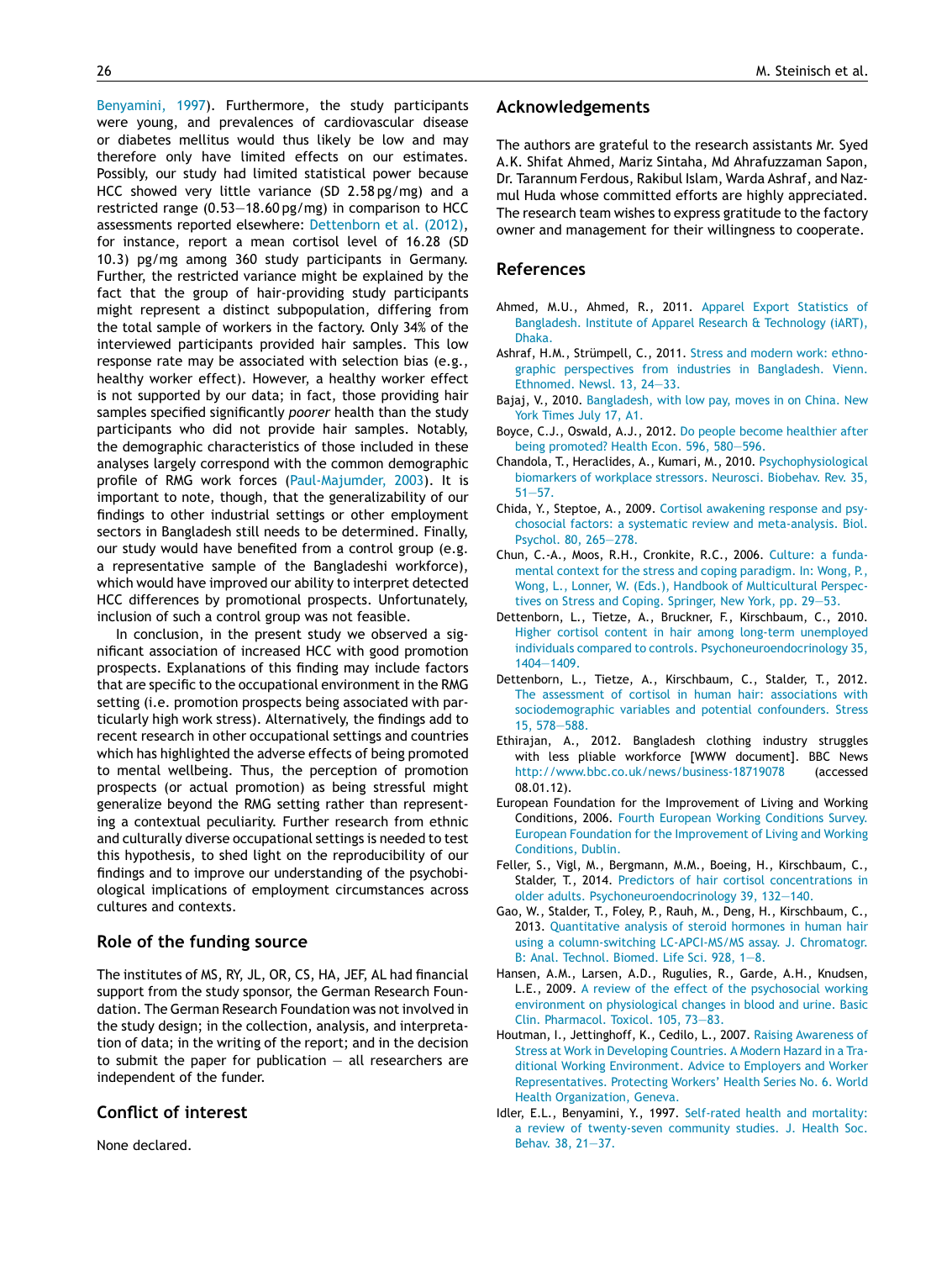Benyamini, 1997). Furthermore, the study participants were young, and prevalences of cardiovascular disease or diabetes mellitus would thus likely be low and may therefore only have limited effects on our estimates. Possibly, our study had limited statistical power because HCC showed very little variance (SD 2.58 pg/mg) and a restricted range (0.53—18.60 pg/mg) in comparison to HCC assessments reported elsewhere: Dettenborn et al. (2012), for instance, report a mean cortisol level of 16.28 (SD 10.3) pg/mg among 360 study participants in Germany. Further, the restricted variance might be explained by the fact that the group of hair-providing study participants might represent a distinct subpopulation, differing from the total sample of workers in the factory. Only 34% of the interviewed participants provided hair samples. This low response rate may be associated with selection bias (e.g., healthy worker effect). However, a healthy worker effect is not supported by our data; in fact, those providing hair samples specified significantly *poorer* health than the study participants who did not provide hair samples. Notably, the demographic characteristics of those included in these analyses largely correspond with the common demographic profile of RMG work forces (Paul-Majumder, 2003). It is important to note, though, that the generalizability of our findings to other industrial settings or other employment sectors in Bangladesh still needs to be determined. Finally, our study would have benefited from a control group (e.g. a representative sample of the Bangladeshi workforce), which would have improved our ability to interpret detected HCC differences by promotional prospects. Unfortunately, inclusion of such a control group was not feasible.

In conclusion, in the present study we observed a significant association of increased HCC with good promotion prospects. Explanations of this finding may include factors that are specific to the occupational environment in the RMG setting (i.e. promotion prospects being associated with particularly high work stress). Alternatively, the findings add to recent research in other occupational settings and countries which has highlighted the adverse effects of being promoted to mental wellbeing. Thus, the perception of promotion prospects (or actual promotion) as being stressful might generalize beyond the RMG setting rather than representing a contextual peculiarity. Further research from ethnic and culturally diverse occupational settings is needed to test this hypothesis, to shed light on the reproducibility of our findings and to improve our understanding of the psychobiological implications of employment circumstances across cultures and contexts.

## Role of the funding source

The institutes of MS, RY, JL, OR, CS, HA, JEF, AL had financial support from the study sponsor, the German Research Foundation. The German Research Foundation was not involved in the study design; in the collection, analysis, and interpretation of data; in the writing of the report; and in the decision to submit the paper for publication — all researchers are independent of the funder.

## Conflict of interest

None declared.

## Acknowledgements

The authors are grateful to the research assistants Mr. Syed A.K. Shifat Ahmed, Mariz Sintaha, Md Ahrafuzzaman Sapon, Dr. Tarannum Ferdous, Rakibul Islam, Warda Ashraf, and Nazmul Huda whose committed efforts are highly appreciated. The research team wishes to express gratitude to the factory owner and management for their willingness to cooperate.

## References

Ahmed, M.U., Ahmed, R., 2011. Apparel Export Statistics of Bangladesh. Institute of Apparel Research & Technology (iART), Dhaka.

Ashraf, H.M., Strümpell, C., 2011. Stress and modern work: ethnographic perspectives from industries in Bangladesh. Vienn. Ethnomed. Newsl. 13, 24—33.

Bajaj, V., 2010. Bangladesh, with low pay, moves in on China. New York Times July 17, A1.

Boyce, C.J., Oswald, A.J., 2012. Do people become healthier after being promoted? Health Econ. 596, 580—596.

Chandola, T., Heraclides, A., Kumari, M., 2010. Psychophysiological biomarkers of workplace stressors. Neurosci. Biobehav. Rev. 35, 51—57.

Chida, Y., Steptoe, A., 2009. Cortisol awakening response and psychosocial factors: a systematic review and meta-analysis. Biol. Psychol. 80, 265—278.

Chun, C.-A., Moos, R.H., Cronkite, R.C., 2006. Culture: a fundamental context for the stress and coping paradigm. In: Wong, P., Wong, L., Lonner, W. (Eds.), Handbook of Multicultural Perspectives on Stress and Coping. Springer, New York, pp. 29—53.

Dettenborn, L., Tietze, A., Bruckner, F., Kirschbaum, C., 2010. Higher cortisol content in hair among long-term unemployed individuals compared to controls. Psychoneuroendocrinology 35, 1404—1409.

Dettenborn, L., Tietze, A., Kirschbaum, C., Stalder, T., 2012. The assessment of cortisol in human hair: associations with sociodemographic variables and potential confounders. Stress 15, 578—588.

Ethirajan, A., 2012. Bangladesh clothing industry struggles with less pliable workforce [WWW document]. BBC News http://www.bbc.co.uk/news/business-18719078 (accessed 08.01.12).

European Foundation for the Improvement of Living and Working Conditions, 2006. Fourth European Working Conditions Survey. European Foundation for the Improvement of Living and Working Conditions, Dublin.

Feller, S., Vigl, M., Bergmann, M.M., Boeing, H., Kirschbaum, C., Stalder, T., 2014. Predictors of hair cortisol concentrations in older adults. Psychoneuroendocrinology 39, 132—140.

Gao, W., Stalder, T., Foley, P., Rauh, M., Deng, H., Kirschbaum, C., 2013. Quantitative analysis of steroid hormones in human hair using a column-switching LC-APCI-MS/MS assay. J. Chromatogr. B: Anal. Technol. Biomed. Life Sci. 928, 1—8.

Hansen, A.M., Larsen, A.D., Rugulies, R., Garde, A.H., Knudsen, L.E., 2009. A review of the effect of the psychosocial working environment on physiological changes in blood and urine. Basic Clin. Pharmacol. Toxicol. 105, 73—83.

Houtman, I., Jettinghoff, K., Cedilo, L., 2007. Raising Awareness of Stress at Work in Developing Countries. A Modern Hazard in a Traditional Working Environment. Advice to Employers and Worker Representatives. Protecting Workers' Health Series No. 6. World Health Organization, Geneva.

Idler, E.L., Benyamini, Y., 1997. Self-rated health and mortality: a review of twenty-seven community studies. J. Health Soc. Behav. 38, 21—37.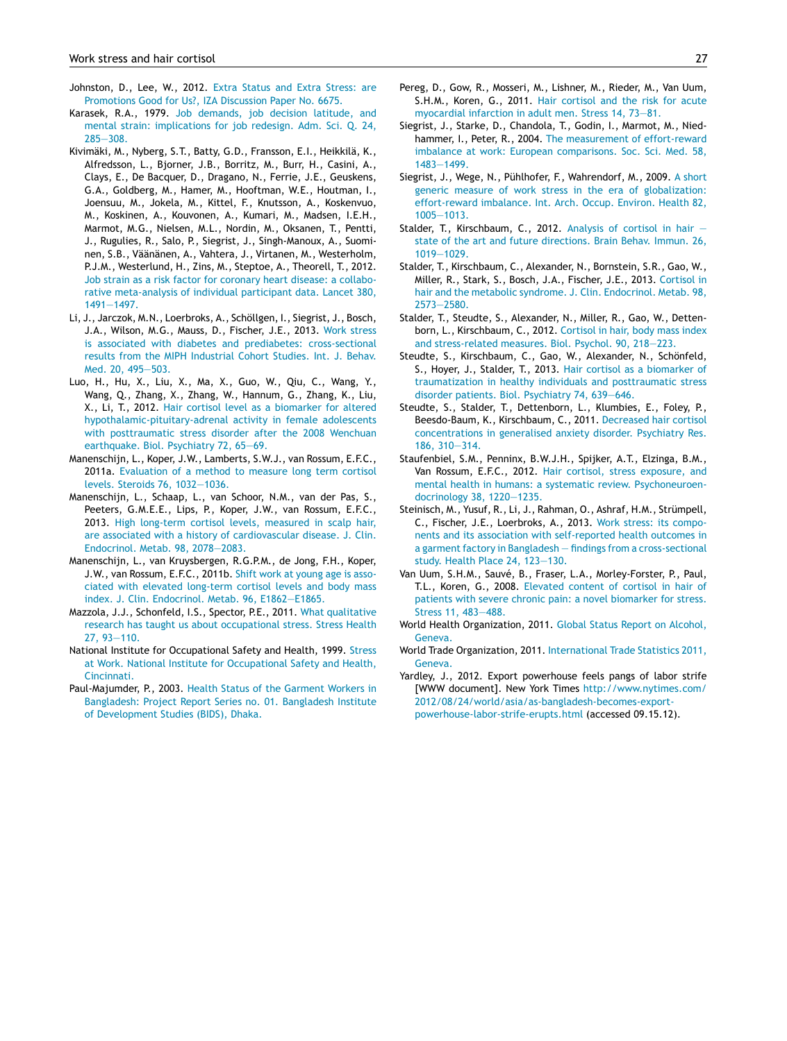Johnston, D., Lee, W., 2012. Extra Status and Extra Stress: are Promotions Good for Us?, IZA Discussion Paper No. 6675.

Karasek, R.A., 1979. Job demands, job decision latitude, and mental strain: implications for job redesign. Adm. Sci. Q. 24, 285—308.

Kivimäki, M., Nyberg, S.T., Batty, G.D., Fransson, E.I., Heikkilä, K., Alfredsson, L., Bjorner, J.B., Borritz, M., Burr, H., Casini, A., Clays, E., De Bacquer, D., Dragano, N., Ferrie, J.E., Geuskens, G.A., Goldberg, M., Hamer, M., Hooftman, W.E., Houtman, I., Joensuu, M., Jokela, M., Kittel, F., Knutsson, A., Koskenvuo, M., Koskinen, A., Kouvonen, A., Kumari, M., Madsen, I.E.H., Marmot, M.G., Nielsen, M.L., Nordin, M., Oksanen, T., Pentti, J., Rugulies, R., Salo, P., Siegrist, J., Singh-Manoux, A., Suominen, S.B., Väänänen, A., Vahtera, J., Virtanen, M., Westerholm, P.J.M., Westerlund, H., Zins, M., Steptoe, A., Theorell, T., 2012. Job strain as a risk factor for coronary heart disease: a collaborative meta-analysis of individual participant data. Lancet 380, 1491—1497.

Li, J., Jarczok, M.N., Loerbroks, A., Schöllgen, I., Siegrist, J., Bosch, J.A., Wilson, M.G., Mauss, D., Fischer, J.E., 2013. Work stress is associated with diabetes and prediabetes: cross-sectional results from the MIPH Industrial Cohort Studies. Int. J. Behav. Med. 20, 495—503.

Luo, H., Hu, X., Liu, X., Ma, X., Guo, W., Qiu, C., Wang, Y., Wang, Q., Zhang, X., Zhang, W., Hannum, G., Zhang, K., Liu, X., Li, T., 2012. Hair cortisol level as a biomarker for altered hypothalamic-pituitary-adrenal activity in female adolescents with posttraumatic stress disorder after the 2008 Wenchuan earthquake. Biol. Psychiatry 72, 65—69.

Manenschijn, L., Koper, J.W., Lamberts, S.W.J., van Rossum, E.F.C., 2011a. Evaluation of a method to measure long term cortisol levels. Steroids 76, 1032—1036.

Manenschijn, L., Schaap, L., van Schoor, N.M., van der Pas, S., Peeters, G.M.E.E., Lips, P., Koper, J.W., van Rossum, E.F.C., 2013. High long-term cortisol levels, measured in scalp hair, are associated with a history of cardiovascular disease. J. Clin. Endocrinol. Metab. 98, 2078—2083.

Manenschijn, L., van Kruysbergen, R.G.P.M., de Jong, F.H., Koper, J.W., van Rossum, E.F.C., 2011b. Shift work at young age is associated with elevated long-term cortisol levels and body mass index. J. Clin. Endocrinol. Metab. 96, E1862—E1865.

Mazzola, J.J., Schonfeld, I.S., Spector, P.E., 2011. What qualitative research has taught us about occupational stress. Stress Health 27, 93—110.

National Institute for Occupational Safety and Health, 1999. Stress at Work. National Institute for Occupational Safety and Health, Cincinnati.

Paul-Majumder, P., 2003. Health Status of the Garment Workers in Bangladesh: Project Report Series no. 01. Bangladesh Institute of Development Studies (BIDS), Dhaka.

Pereg, D., Gow, R., Mosseri, M., Lishner, M., Rieder, M., Van Uum, S.H.M., Koren, G., 2011. Hair cortisol and the risk for acute myocardial infarction in adult men. Stress 14, 73—81.

Siegrist, J., Starke, D., Chandola, T., Godin, I., Marmot, M., Niedhammer, I., Peter, R., 2004. The measurement of effort-reward imbalance at work: European comparisons. Soc. Sci. Med. 58, 1483—1499.

Siegrist, J., Wege, N., Pühlhofer, F., Wahrendorf, M., 2009. A short generic measure of work stress in the era of globalization: effort-reward imbalance. Int. Arch. Occup. Environ. Health 82, 1005—1013.

Stalder, T., Kirschbaum, C., 2012. Analysis of cortisol in hair — state of the art and future directions. Brain Behav. Immun. 26, 1019—1029.

Stalder, T., Kirschbaum, C., Alexander, N., Bornstein, S.R., Gao, W., Miller, R., Stark, S., Bosch, J.A., Fischer, J.E., 2013. Cortisol in hair and the metabolic syndrome. J. Clin. Endocrinol. Metab. 98, 2573—2580.

Stalder, T., Steudte, S., Alexander, N., Miller, R., Gao, W., Dettenborn, L., Kirschbaum, C., 2012. Cortisol in hair, body mass index and stress-related measures. Biol. Psychol. 90, 218—223.

Steudte, S., Kirschbaum, C., Gao, W., Alexander, N., Schönfeld, S., Hoyer, J., Stalder, T., 2013. Hair cortisol as a biomarker of traumatization in healthy individuals and posttraumatic stress disorder patients. Biol. Psychiatry 74, 639—646.

Steudte, S., Stalder, T., Dettenborn, L., Klumbies, E., Foley, P., Beesdo-Baum, K., Kirschbaum, C., 2011. Decreased hair cortisol concentrations in generalised anxiety disorder. Psychiatry Res. 186, 310—314.

Staufenbiel, S.M., Penninx, B.W.J.H., Spijker, A.T., Elzinga, B.M., Van Rossum, E.F.C., 2012. Hair cortisol, stress exposure, and mental health in humans: a systematic review. Psychoneuroendocrinology 38, 1220—1235.

Steinisch, M., Yusuf, R., Li, J., Rahman, O., Ashraf, H.M., Strümpell, C., Fischer, J.E., Loerbroks, A., 2013. Work stress: its components and its association with self-reported health outcomes in a garment factory in Bangladesh — findings from a cross-sectional study. Health Place 24, 123—130.

Van Uum, S.H.M., Sauvé, B., Fraser, L.A., Morley-Forster, P., Paul, T.L., Koren, G., 2008. Elevated content of cortisol in hair of patients with severe chronic pain: a novel biomarker for stress. Stress 11, 483—488.

World Health Organization, 2011. Global Status Report on Alcohol, Geneva.

World Trade Organization, 2011. International Trade Statistics 2011, Geneva.

Yardley, J., 2012. Export powerhouse feels pangs of labor strife [WWW document]. New York Times http://www.nytimes.com/2012/08/24/world/asia/as-bangladesh-becomes-export-powerhouse-labor-strife-erupts.html (accessed 09.15.12).